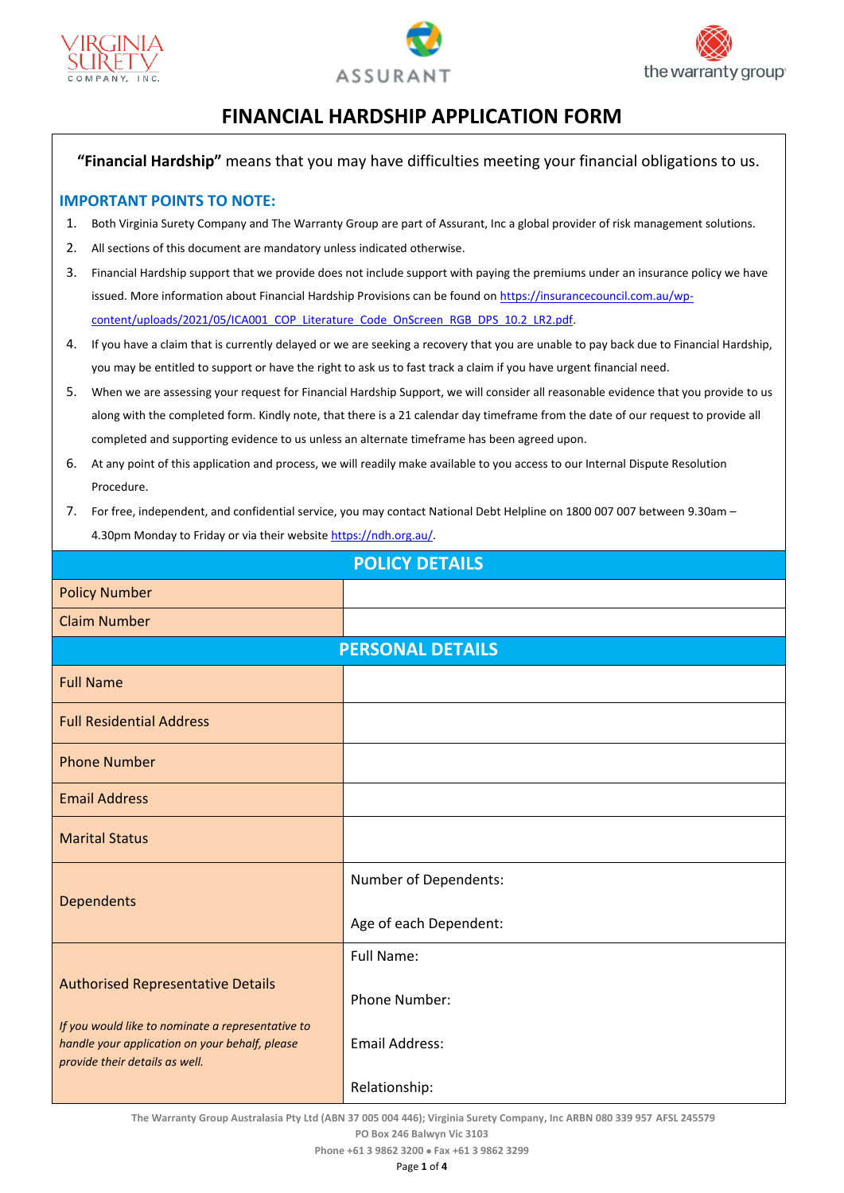# FINANCIAL HARDSHIP APPLICATION FORM

**"Financial Hardship"** means that you may have difficulties meeting your financial obligations to us.

## IMPORTANT POINTS TO NOTE:

1. Both Virginia Surety Company and The Warranty Group are part of Assurant, Inc a global provider of risk management solutions.
2. All sections of this document are mandatory unless indicated otherwise.
3. Financial Hardship support that we provide does not include support with paying the premiums under an insurance policy we have issued. More information about Financial Hardship Provisions can be found on https://insurancecouncil.com.au/wp-content/uploads/2021/05/ICA001_COP_Literature_Code_OnScreen_RGB_DPS_10.2_LR2.pdf.
4. If you have a claim that is currently delayed or we are seeking a recovery that you are unable to pay back due to Financial Hardship, you may be entitled to support or have the right to ask us to fast track a claim if you have urgent financial need.
5. When we are assessing your request for Financial Hardship Support, we will consider all reasonable evidence that you provide to us along with the completed form. Kindly note, that there is a 21 calendar day timeframe from the date of our request to provide all completed and supporting evidence to us unless an alternate timeframe has been agreed upon.
6. At any point of this application and process, we will readily make available to you access to our Internal Dispute Resolution Procedure.
7. For free, independent, and confidential service, you may contact National Debt Helpline on 1800 007 007 between 9.30am – 4.30pm Monday to Friday or via their website https://ndh.org.au/.

| POLICY DETAILS | |
|---|---|
| Policy Number | |
| Claim Number | |

| PERSONAL DETAILS | |
|---|---|
| Full Name | |
| Full Residential Address | |
| Phone Number | |
| Email Address | |
| Marital Status | |
| Dependents | Number of Dependents:<br><br>Age of each Dependent: |
| Authorised Representative Details<br><br>*If you would like to nominate a representative to handle your application on your behalf, please provide their details as well.* | Full Name:<br><br>Phone Number:<br><br>Email Address:<br><br>Relationship: |

The Warranty Group Australasia Pty Ltd (ABN 37 005 004 446); Virginia Surety Company, Inc ARBN 080 339 957 AFSL 245579
PO Box 246 Balwyn Vic 3103
Phone +61 3 9862 3200 • Fax +61 3 9862 3299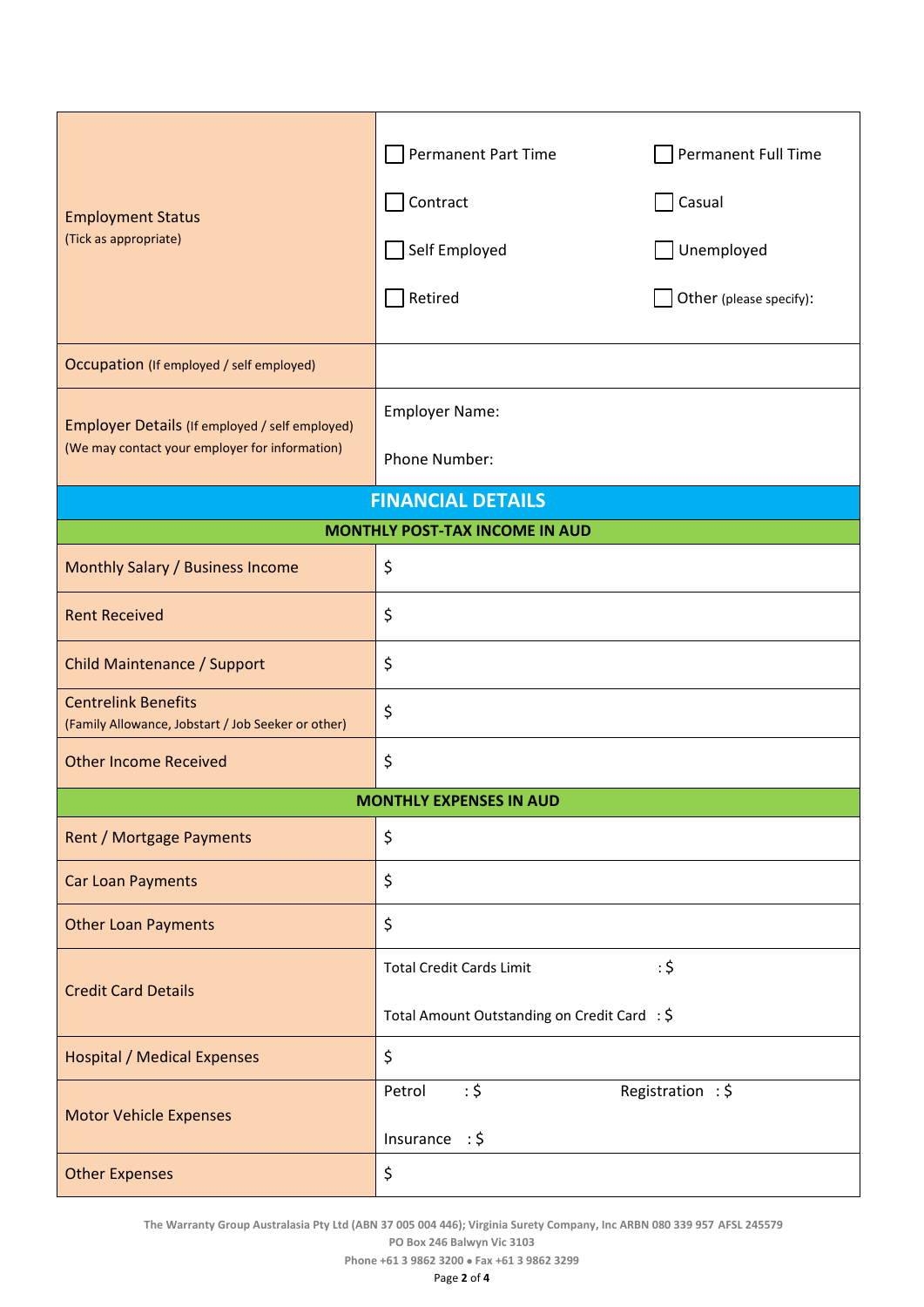| | |
|---|---|
| Employment Status (Tick as appropriate) | ☐ Permanent Part Time ☐ Permanent Full Time<br>☐ Contract ☐ Casual<br>☐ Self Employed ☐ Unemployed<br>☐ Retired ☐ Other (please specify): |
| Occupation (If employed / self employed) | |
| Employer Details (If employed / self employed)<br>(We may contact your employer for information) | Employer Name:<br>Phone Number: |

## FINANCIAL DETAILS

| MONTHLY POST-TAX INCOME IN AUD | |
|---|---|
| Monthly Salary / Business Income | $ |
| Rent Received | $ |
| Child Maintenance / Support | $ |
| Centrelink Benefits<br>(Family Allowance, Jobstart / Job Seeker or other) | $ |
| Other Income Received | $ |

| MONTHLY EXPENSES IN AUD | |
|---|---|
| Rent / Mortgage Payments | $ |
| Car Loan Payments | $ |
| Other Loan Payments | $ |
| Credit Card Details | Total Credit Cards Limit : $<br>Total Amount Outstanding on Credit Card : $ |
| Hospital / Medical Expenses | $ |
| Motor Vehicle Expenses | Petrol : $ Registration : $<br>Insurance : $ |
| Other Expenses | $ |

The Warranty Group Australasia Pty Ltd (ABN 37 005 004 446); Virginia Surety Company, Inc ARBN 080 339 957 AFSL 245579
PO Box 246 Balwyn Vic 3103
Phone +61 3 9862 3200 • Fax +61 3 9862 3299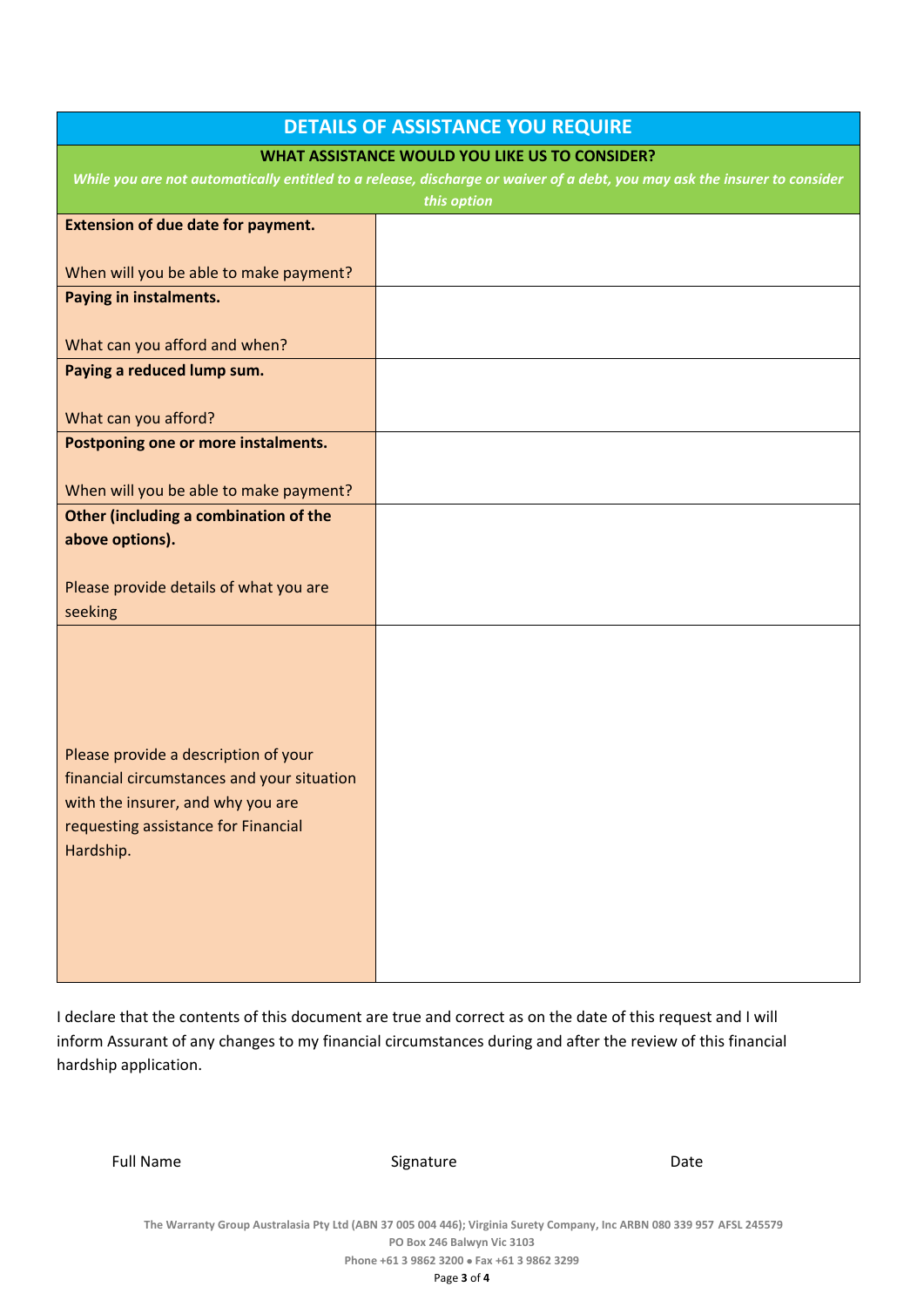## DETAILS OF ASSISTANCE YOU REQUIRE

**WHAT ASSISTANCE WOULD YOU LIKE US TO CONSIDER?**

***While you are not automatically entitled to a release, discharge or waiver of a debt, you may ask the insurer to consider this option***

| | |
|---|---|
| **Extension of due date for payment.**<br><br>When will you be able to make payment? | |
| **Paying in instalments.**<br><br>What can you afford and when? | |
| **Paying a reduced lump sum.**<br><br>What can you afford? | |
| **Postponing one or more instalments.**<br><br>When will you be able to make payment? | |
| **Other (including a combination of the above options).**<br><br>Please provide details of what you are seeking | |
| Please provide a description of your financial circumstances and your situation with the insurer, and why you are requesting assistance for Financial Hardship. | |

I declare that the contents of this document are true and correct as on the date of this request and I will inform Assurant of any changes to my financial circumstances during and after the review of this financial hardship application.

Full Name Signature Date

The Warranty Group Australasia Pty Ltd (ABN 37 005 004 446); Virginia Surety Company, Inc ARBN 080 339 957 AFSL 245579
PO Box 246 Balwyn Vic 3103
Phone +61 3 9862 3200 • Fax +61 3 9862 3299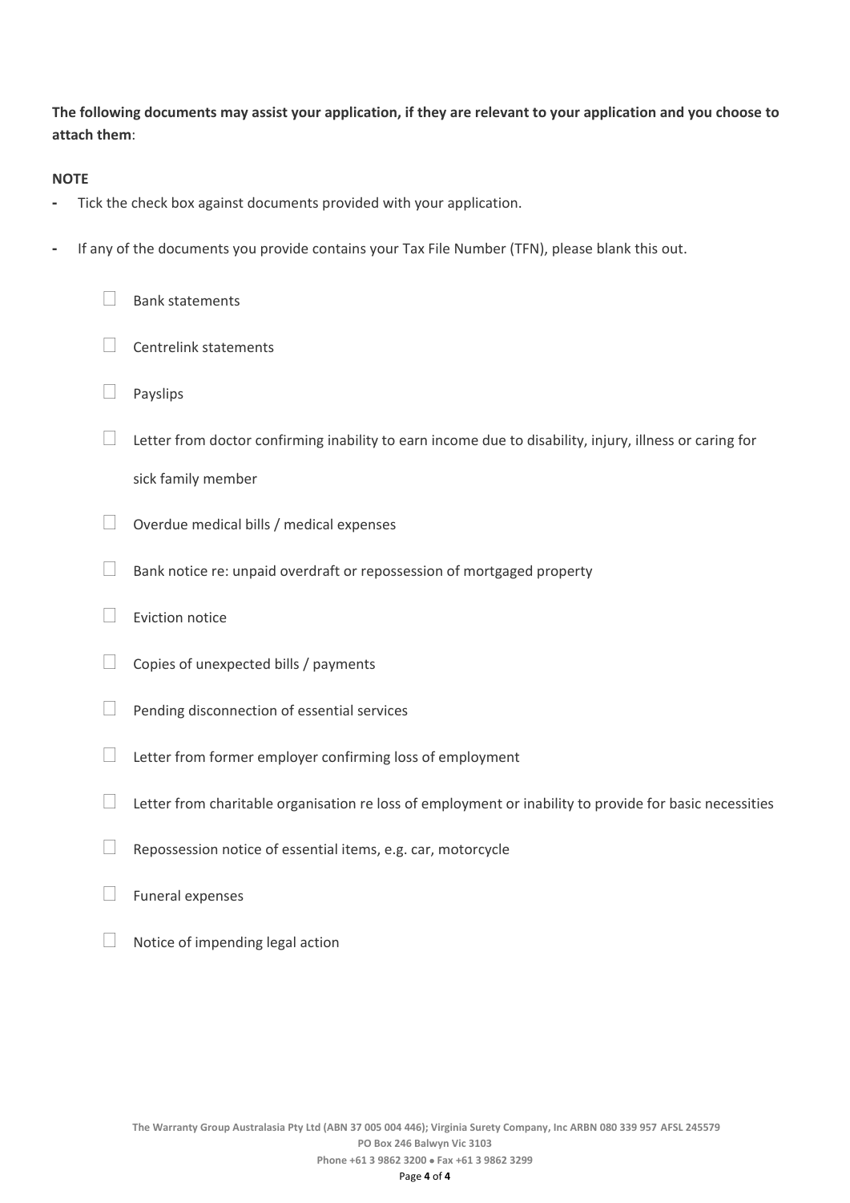**The following documents may assist your application, if they are relevant to your application and you choose to attach them**:

**NOTE**

- Tick the check box against documents provided with your application.
- If any of the documents you provide contains your Tax File Number (TFN), please blank this out.

- ☐ Bank statements
- ☐ Centrelink statements
- ☐ Payslips
- ☐ Letter from doctor confirming inability to earn income due to disability, injury, illness or caring for sick family member
- ☐ Overdue medical bills / medical expenses
- ☐ Bank notice re: unpaid overdraft or repossession of mortgaged property
- ☐ Eviction notice
- ☐ Copies of unexpected bills / payments
- ☐ Pending disconnection of essential services
- ☐ Letter from former employer confirming loss of employment
- ☐ Letter from charitable organisation re loss of employment or inability to provide for basic necessities
- ☐ Repossession notice of essential items, e.g. car, motorcycle
- ☐ Funeral expenses
- ☐ Notice of impending legal action

**The Warranty Group Australasia Pty Ltd (ABN 37 005 004 446); Virginia Surety Company, Inc ARBN 080 339 957 AFSL 245579**
**PO Box 246 Balwyn Vic 3103**
**Phone +61 3 9862 3200 • Fax +61 3 9862 3299**